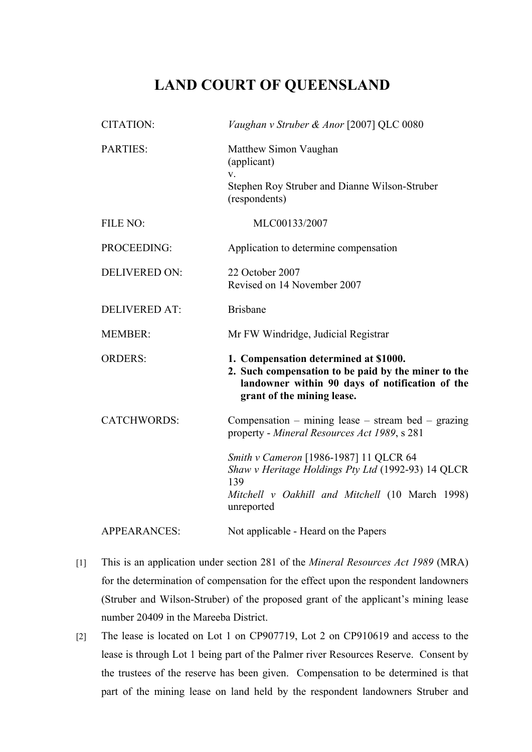# LAND COURT OF QUEENSLAND

| | |
|---|---|
| CITATION: | *Vaughan v Struber & Anor* [2007] QLC 0080 |
| PARTIES: | Matthew Simon Vaughan<br>(applicant)<br>v.<br>Stephen Roy Struber and Dianne Wilson-Struber<br>(respondents) |
| FILE NO: | MLC00133/2007 |
| PROCEEDING: | Application to determine compensation |
| DELIVERED ON: | 22 October 2007<br>Revised on 14 November 2007 |
| DELIVERED AT: | Brisbane |
| MEMBER: | Mr FW Windridge, Judicial Registrar |
| ORDERS: | **1. Compensation determined at $1000.**<br>**2. Such compensation to be paid by the miner to the landowner within 90 days of notification of the grant of the mining lease.** |
| CATCHWORDS: | Compensation – mining lease – stream bed – grazing property - *Mineral Resources Act 1989*, s 281<br><br>*Smith v Cameron* [1986-1987] 11 QLCR 64<br>*Shaw v Heritage Holdings Pty Ltd* (1992-93) 14 QLCR 139<br>*Mitchell v Oakhill and Mitchell* (10 March 1998) unreported |
| APPEARANCES: | Not applicable - Heard on the Papers |

[1] This is an application under section 281 of the *Mineral Resources Act 1989* (MRA) for the determination of compensation for the effect upon the respondent landowners (Struber and Wilson-Struber) of the proposed grant of the applicant's mining lease number 20409 in the Mareeba District.

[2] The lease is located on Lot 1 on CP907719, Lot 2 on CP910619 and access to the lease is through Lot 1 being part of the Palmer river Resources Reserve. Consent by the trustees of the reserve has been given. Compensation to be determined is that part of the mining lease on land held by the respondent landowners Struber and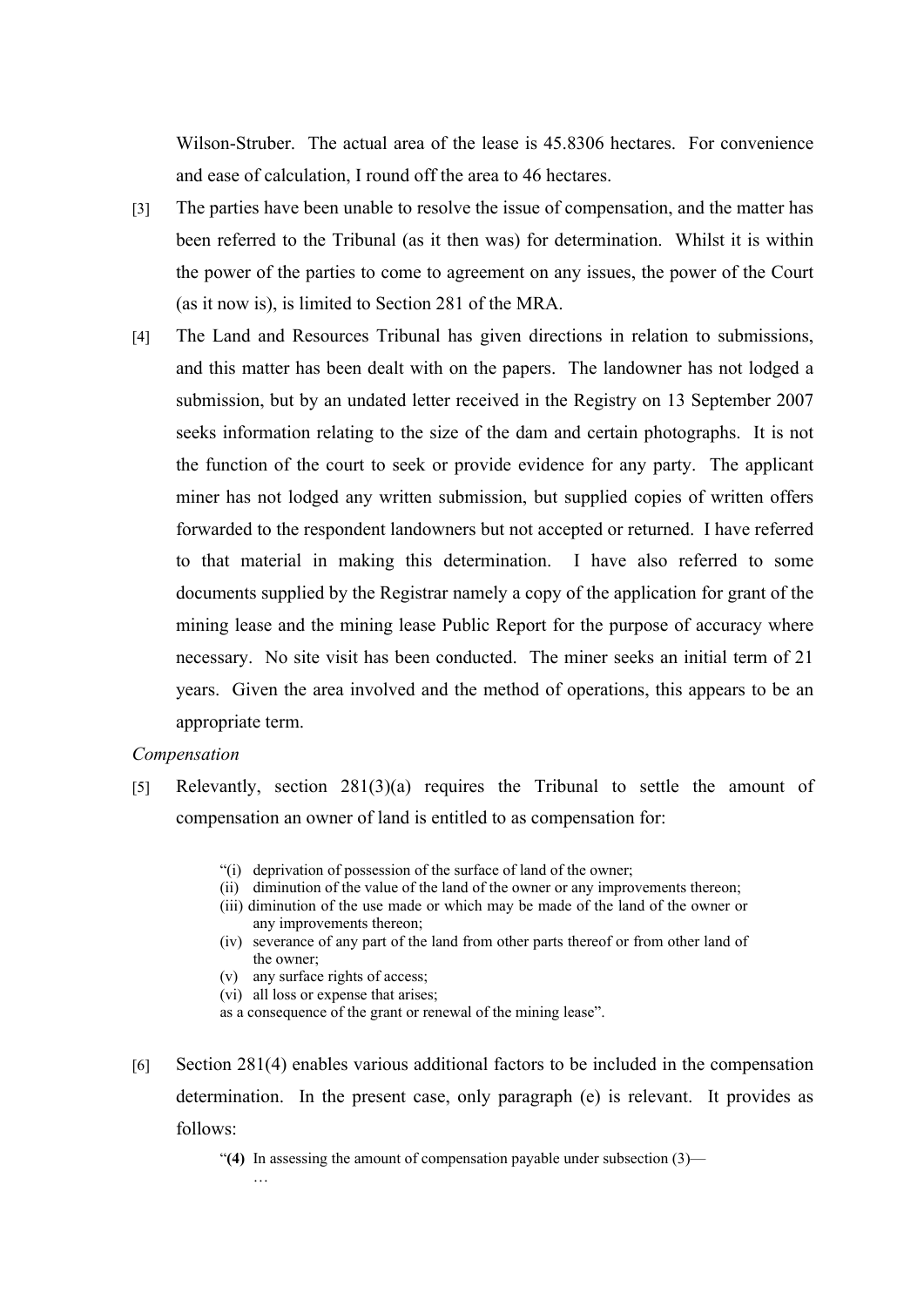Wilson-Struber. The actual area of the lease is 45.8306 hectares. For convenience and ease of calculation, I round off the area to 46 hectares.

[3] The parties have been unable to resolve the issue of compensation, and the matter has been referred to the Tribunal (as it then was) for determination. Whilst it is within the power of the parties to come to agreement on any issues, the power of the Court (as it now is), is limited to Section 281 of the MRA.

[4] The Land and Resources Tribunal has given directions in relation to submissions, and this matter has been dealt with on the papers. The landowner has not lodged a submission, but by an undated letter received in the Registry on 13 September 2007 seeks information relating to the size of the dam and certain photographs. It is not the function of the court to seek or provide evidence for any party. The applicant miner has not lodged any written submission, but supplied copies of written offers forwarded to the respondent landowners but not accepted or returned. I have referred to that material in making this determination. I have also referred to some documents supplied by the Registrar namely a copy of the application for grant of the mining lease and the mining lease Public Report for the purpose of accuracy where necessary. No site visit has been conducted. The miner seeks an initial term of 21 years. Given the area involved and the method of operations, this appears to be an appropriate term.

*Compensation*

[5] Relevantly, section 281(3)(a) requires the Tribunal to settle the amount of compensation an owner of land is entitled to as compensation for:

> "(i) deprivation of possession of the surface of land of the owner;
> (ii) diminution of the value of the land of the owner or any improvements thereon;
> (iii) diminution of the use made or which may be made of the land of the owner or any improvements thereon;
> (iv) severance of any part of the land from other parts thereof or from other land of the owner;
> (v) any surface rights of access;
> (vi) all loss or expense that arises;
>
> as a consequence of the grant or renewal of the mining lease".

[6] Section 281(4) enables various additional factors to be included in the compensation determination. In the present case, only paragraph (e) is relevant. It provides as follows:

> "**(4)** In assessing the amount of compensation payable under subsection (3)—
>
> …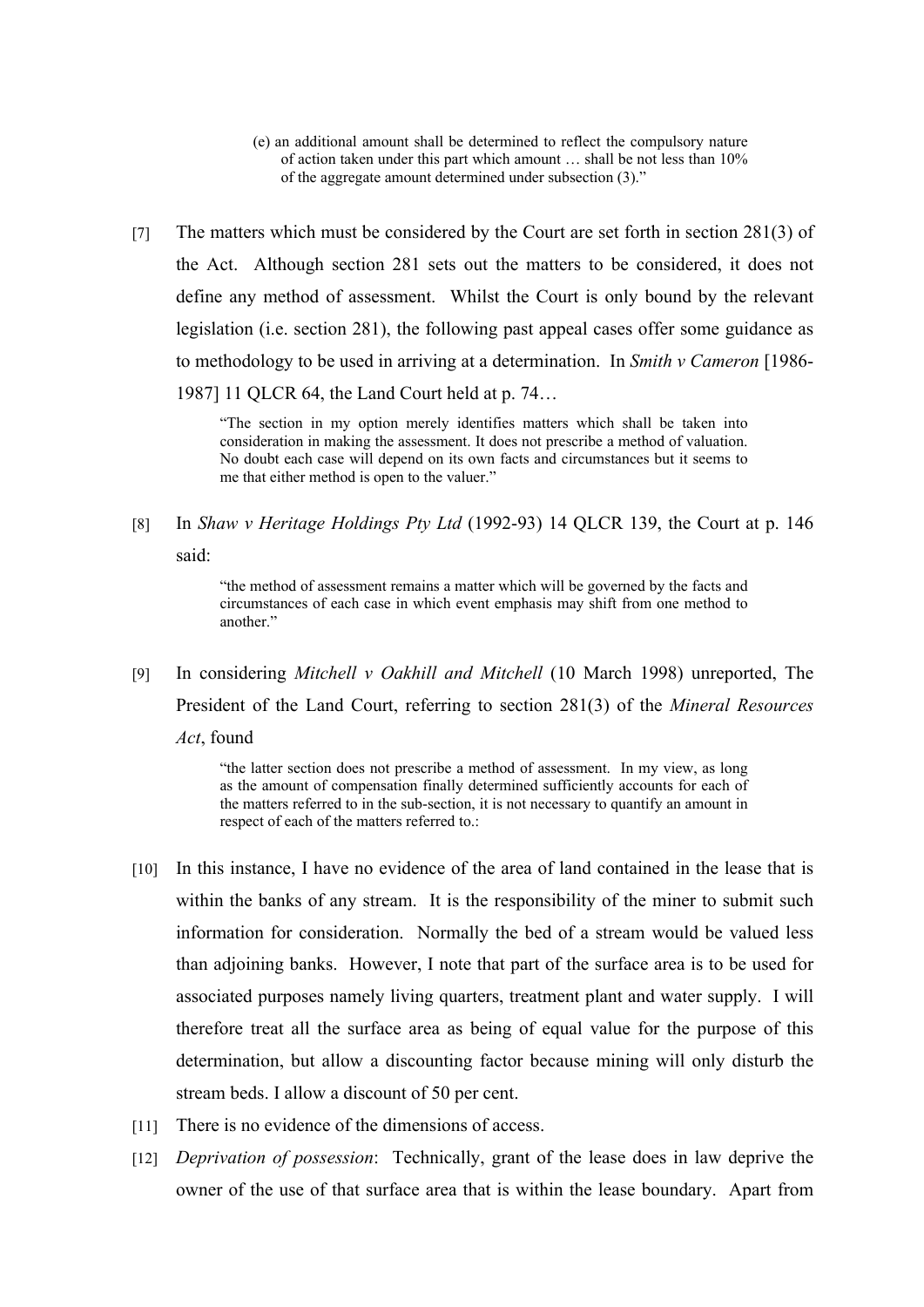> (e) an additional amount shall be determined to reflect the compulsory nature of action taken under this part which amount … shall be not less than 10% of the aggregate amount determined under subsection (3)."

[7] The matters which must be considered by the Court are set forth in section 281(3) of the Act. Although section 281 sets out the matters to be considered, it does not define any method of assessment. Whilst the Court is only bound by the relevant legislation (i.e. section 281), the following past appeal cases offer some guidance as to methodology to be used in arriving at a determination. In *Smith v Cameron* [1986-1987] 11 QLCR 64, the Land Court held at p. 74…

> "The section in my option merely identifies matters which shall be taken into consideration in making the assessment. It does not prescribe a method of valuation. No doubt each case will depend on its own facts and circumstances but it seems to me that either method is open to the valuer."

[8] In *Shaw v Heritage Holdings Pty Ltd* (1992-93) 14 QLCR 139, the Court at p. 146 said:

> "the method of assessment remains a matter which will be governed by the facts and circumstances of each case in which event emphasis may shift from one method to another."

[9] In considering *Mitchell v Oakhill and Mitchell* (10 March 1998) unreported, The President of the Land Court, referring to section 281(3) of the *Mineral Resources Act*, found

> "the latter section does not prescribe a method of assessment. In my view, as long as the amount of compensation finally determined sufficiently accounts for each of the matters referred to in the sub-section, it is not necessary to quantify an amount in respect of each of the matters referred to.:

[10] In this instance, I have no evidence of the area of land contained in the lease that is within the banks of any stream. It is the responsibility of the miner to submit such information for consideration. Normally the bed of a stream would be valued less than adjoining banks. However, I note that part of the surface area is to be used for associated purposes namely living quarters, treatment plant and water supply. I will therefore treat all the surface area as being of equal value for the purpose of this determination, but allow a discounting factor because mining will only disturb the stream beds. I allow a discount of 50 per cent.

[11] There is no evidence of the dimensions of access.

[12] *Deprivation of possession*: Technically, grant of the lease does in law deprive the owner of the use of that surface area that is within the lease boundary. Apart from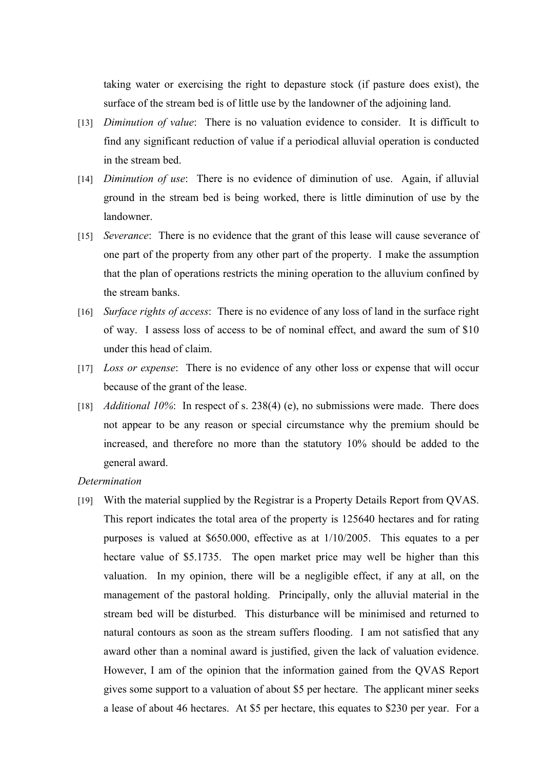taking water or exercising the right to depasture stock (if pasture does exist), the surface of the stream bed is of little use by the landowner of the adjoining land.

[13] *Diminution of value*: There is no valuation evidence to consider. It is difficult to find any significant reduction of value if a periodical alluvial operation is conducted in the stream bed.

[14] *Diminution of use*: There is no evidence of diminution of use. Again, if alluvial ground in the stream bed is being worked, there is little diminution of use by the landowner.

[15] *Severance*: There is no evidence that the grant of this lease will cause severance of one part of the property from any other part of the property. I make the assumption that the plan of operations restricts the mining operation to the alluvium confined by the stream banks.

[16] *Surface rights of access*: There is no evidence of any loss of land in the surface right of way. I assess loss of access to be of nominal effect, and award the sum of $10 under this head of claim.

[17] *Loss or expense*: There is no evidence of any other loss or expense that will occur because of the grant of the lease.

[18] *Additional 10%*: In respect of s. 238(4) (e), no submissions were made. There does not appear to be any reason or special circumstance why the premium should be increased, and therefore no more than the statutory 10% should be added to the general award.

*Determination*

[19] With the material supplied by the Registrar is a Property Details Report from QVAS. This report indicates the total area of the property is 125640 hectares and for rating purposes is valued at $650.000, effective as at 1/10/2005. This equates to a per hectare value of $5.1735. The open market price may well be higher than this valuation. In my opinion, there will be a negligible effect, if any at all, on the management of the pastoral holding. Principally, only the alluvial material in the stream bed will be disturbed. This disturbance will be minimised and returned to natural contours as soon as the stream suffers flooding. I am not satisfied that any award other than a nominal award is justified, given the lack of valuation evidence. However, I am of the opinion that the information gained from the QVAS Report gives some support to a valuation of about $5 per hectare. The applicant miner seeks a lease of about 46 hectares. At $5 per hectare, this equates to $230 per year. For a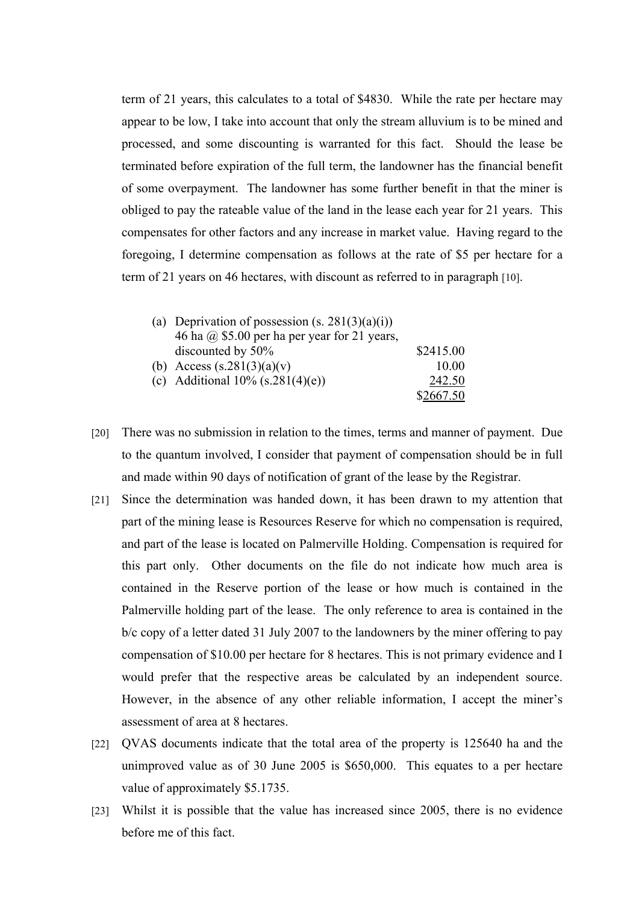term of 21 years, this calculates to a total of $4830. While the rate per hectare may appear to be low, I take into account that only the stream alluvium is to be mined and processed, and some discounting is warranted for this fact. Should the lease be terminated before expiration of the full term, the landowner has the financial benefit of some overpayment. The landowner has some further benefit in that the miner is obliged to pay the rateable value of the land in the lease each year for 21 years. This compensates for other factors and any increase in market value. Having regard to the foregoing, I determine compensation as follows at the rate of $5 per hectare for a term of 21 years on 46 hectares, with discount as referred to in paragraph [10].

| | | |
|---|---|---|
| (a) | Deprivation of possession (s. 281(3)(a)(i)) 46 ha @ $5.00 per ha per year for 21 years, discounted by 50% | $2415.00 |
| (b) | Access (s.281(3)(a)(v) | 10.00 |
| (c) | Additional 10% (s.281(4)(e)) | 242.50 |
| | | $2667.50 |

[20] There was no submission in relation to the times, terms and manner of payment. Due to the quantum involved, I consider that payment of compensation should be in full and made within 90 days of notification of grant of the lease by the Registrar.

[21] Since the determination was handed down, it has been drawn to my attention that part of the mining lease is Resources Reserve for which no compensation is required, and part of the lease is located on Palmerville Holding. Compensation is required for this part only. Other documents on the file do not indicate how much area is contained in the Reserve portion of the lease or how much is contained in the Palmerville holding part of the lease. The only reference to area is contained in the b/c copy of a letter dated 31 July 2007 to the landowners by the miner offering to pay compensation of $10.00 per hectare for 8 hectares. This is not primary evidence and I would prefer that the respective areas be calculated by an independent source. However, in the absence of any other reliable information, I accept the miner's assessment of area at 8 hectares.

[22] QVAS documents indicate that the total area of the property is 125640 ha and the unimproved value as of 30 June 2005 is $650,000. This equates to a per hectare value of approximately $5.1735.

[23] Whilst it is possible that the value has increased since 2005, there is no evidence before me of this fact.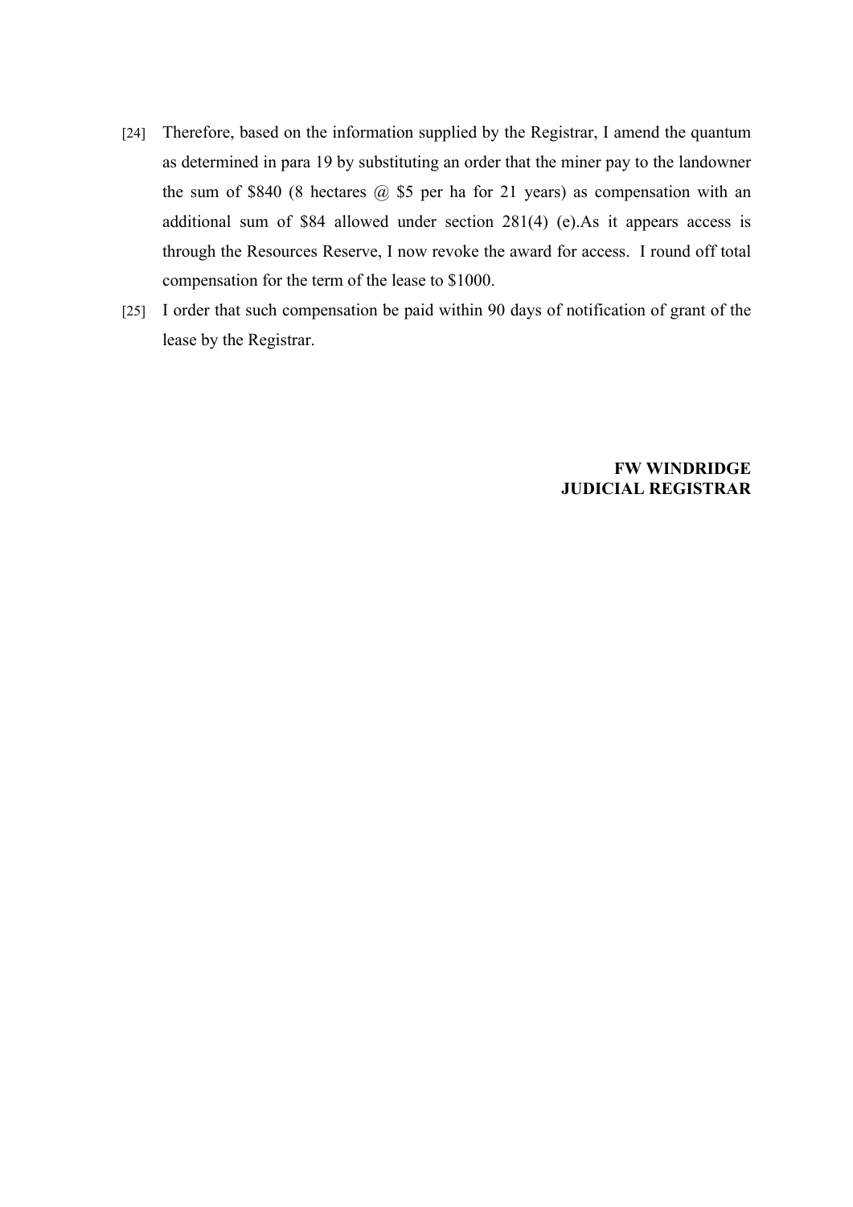[24] Therefore, based on the information supplied by the Registrar, I amend the quantum as determined in para 19 by substituting an order that the miner pay to the landowner the sum of $840 (8 hectares @ $5 per ha for 21 years) as compensation with an additional sum of $84 allowed under section 281(4) (e).As it appears access is through the Resources Reserve, I now revoke the award for access. I round off total compensation for the term of the lease to $1000.

[25] I order that such compensation be paid within 90 days of notification of grant of the lease by the Registrar.

**FW WINDRIDGE**
**JUDICIAL REGISTRAR**